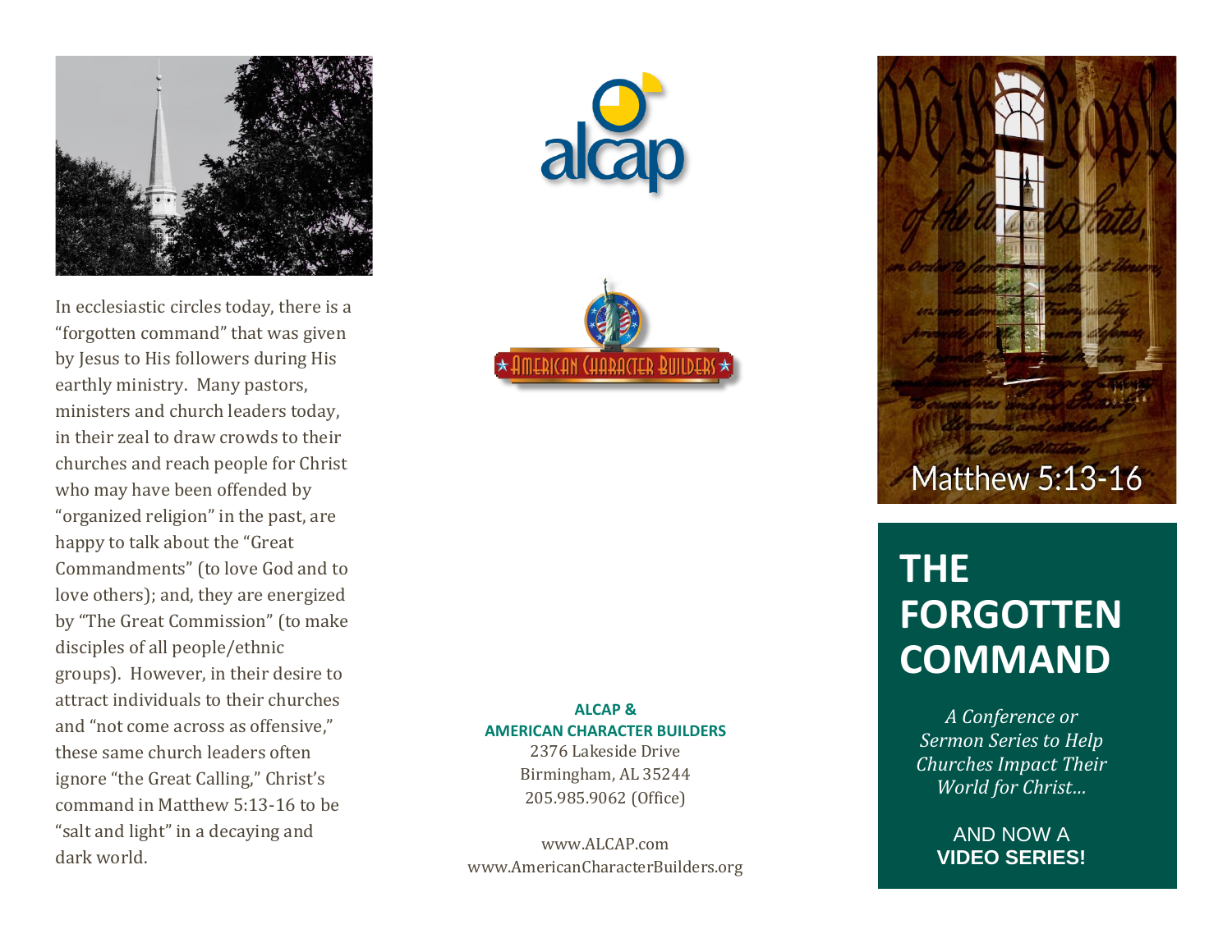In ecclesiastic circles today, there is a "forgotten command" that was given by Jesus to His followers during His earthly ministry. Many pastors, ministers and church leaders today, in their zeal to draw crowds to their churches and reach people for Christ who may have been offended by "organized religion" in the past, are happy to talk about the "Great Commandments" (to love God and to love others); and, they are energized by "The Great Commission" (to make disciples of all people/ethnic groups). However, in their desire to attract individuals to their churches and "not come across as offensive," these same church leaders often ignore "the Great Calling," Christ's command in Matthew 5:13-16 to be "salt and light" in a decaying and dark world.

alcap

AMERICAN CHARACTER BUILDERS

**ALCAP &**
**AMERICAN CHARACTER BUILDERS**
2376 Lakeside Drive
Birmingham, AL 35244
205.985.9062 (Office)

www.ALCAP.com
www.AmericanCharacterBuilders.org

Matthew 5:13-16

# THE FORGOTTEN COMMAND

*A Conference or Sermon Series to Help Churches Impact Their World for Christ...*

AND NOW A
**VIDEO SERIES!**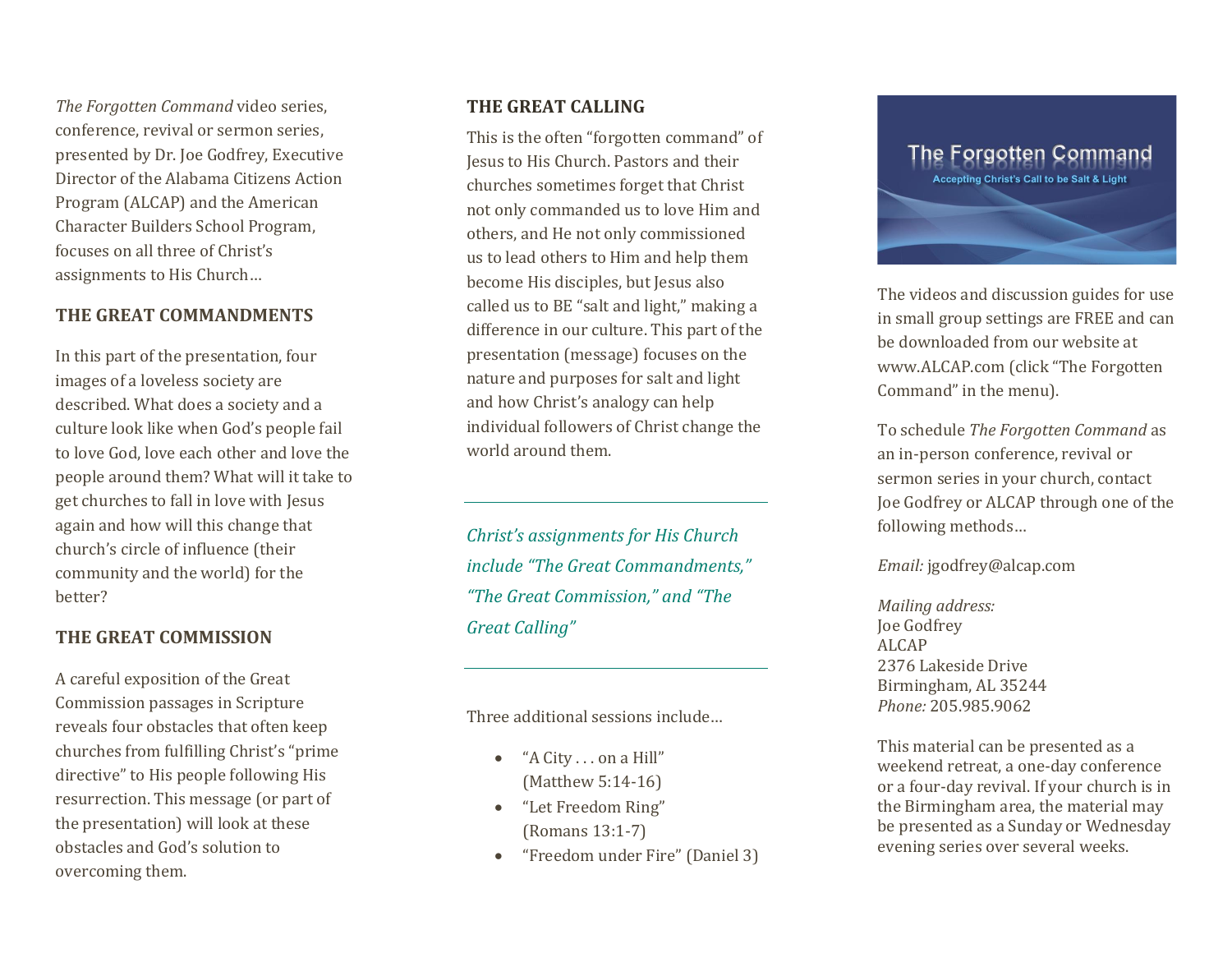*The Forgotten Command* video series, conference, revival or sermon series, presented by Dr. Joe Godfrey, Executive Director of the Alabama Citizens Action Program (ALCAP) and the American Character Builders School Program, focuses on all three of Christ's assignments to His Church…

## THE GREAT COMMANDMENTS

In this part of the presentation, four images of a loveless society are described. What does a society and a culture look like when God's people fail to love God, love each other and love the people around them? What will it take to get churches to fall in love with Jesus again and how will this change that church's circle of influence (their community and the world) for the better?

## THE GREAT COMMISSION

A careful exposition of the Great Commission passages in Scripture reveals four obstacles that often keep churches from fulfilling Christ's "prime directive" to His people following His resurrection. This message (or part of the presentation) will look at these obstacles and God's solution to overcoming them.

## THE GREAT CALLING

This is the often "forgotten command" of Jesus to His Church. Pastors and their churches sometimes forget that Christ not only commanded us to love Him and others, and He not only commissioned us to lead others to Him and help them become His disciples, but Jesus also called us to BE "salt and light," making a difference in our culture. This part of the presentation (message) focuses on the nature and purposes for salt and light and how Christ's analogy can help individual followers of Christ change the world around them.

---

*Christ's assignments for His Church include "The Great Commandments," "The Great Commission," and "The Great Calling"*

---

Three additional sessions include…

- "A City . . . on a Hill" (Matthew 5:14-16)
- "Let Freedom Ring" (Romans 13:1-7)
- "Freedom under Fire" (Daniel 3)

The Forgotten Command

Accepting Christ's Call to be Salt & Light

The videos and discussion guides for use in small group settings are FREE and can be downloaded from our website at www.ALCAP.com (click "The Forgotten Command" in the menu).

To schedule *The Forgotten Command* as an in-person conference, revival or sermon series in your church, contact Joe Godfrey or ALCAP through one of the following methods…

*Email:* jgodfrey@alcap.com

*Mailing address:*
Joe Godfrey
ALCAP
2376 Lakeside Drive
Birmingham, AL 35244
*Phone:* 205.985.9062

This material can be presented as a weekend retreat, a one-day conference or a four-day revival. If your church is in the Birmingham area, the material may be presented as a Sunday or Wednesday evening series over several weeks.